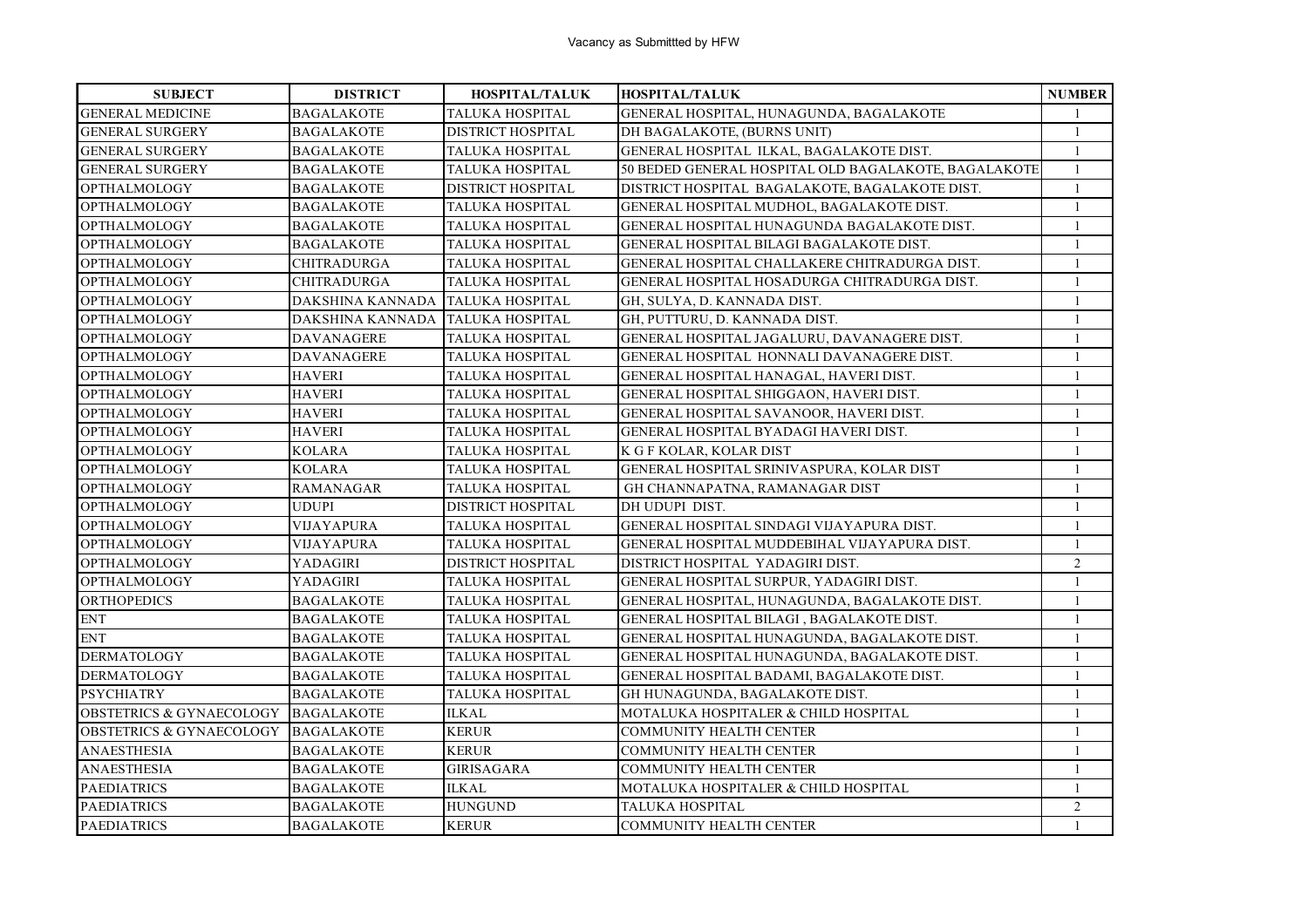Vacancy as Submittted by HFW

| SUBJECT | DISTRICT | HOSPITAL/TALUK | HOSPITAL/TALUK | NUMBER |
|---|---|---|---|---|
| GENERAL MEDICINE | BAGALAKOTE | TALUKA HOSPITAL | GENERAL HOSPITAL, HUNAGUNDA, BAGALAKOTE | 1 |
| GENERAL SURGERY | BAGALAKOTE | DISTRICT HOSPITAL | DH BAGALAKOTE, (BURNS UNIT) | 1 |
| GENERAL SURGERY | BAGALAKOTE | TALUKA HOSPITAL | GENERAL HOSPITAL ILKAL, BAGALAKOTE DIST. | 1 |
| GENERAL SURGERY | BAGALAKOTE | TALUKA HOSPITAL | 50 BEDED GENERAL HOSPITAL OLD BAGALAKOTE, BAGALAKOTE | 1 |
| OPTHALMOLOGY | BAGALAKOTE | DISTRICT HOSPITAL | DISTRICT HOSPITAL BAGALAKOTE, BAGALAKOTE DIST. | 1 |
| OPTHALMOLOGY | BAGALAKOTE | TALUKA HOSPITAL | GENERAL HOSPITAL MUDHOL, BAGALAKOTE DIST. | 1 |
| OPTHALMOLOGY | BAGALAKOTE | TALUKA HOSPITAL | GENERAL HOSPITAL HUNAGUNDA BAGALAKOTE DIST. | 1 |
| OPTHALMOLOGY | BAGALAKOTE | TALUKA HOSPITAL | GENERAL HOSPITAL BILAGI BAGALAKOTE DIST. | 1 |
| OPTHALMOLOGY | CHITRADURGA | TALUKA HOSPITAL | GENERAL HOSPITAL CHALLAKERE CHITRADURGA DIST. | 1 |
| OPTHALMOLOGY | CHITRADURGA | TALUKA HOSPITAL | GENERAL HOSPITAL HOSADURGA CHITRADURGA DIST. | 1 |
| OPTHALMOLOGY | DAKSHINA KANNADA | TALUKA HOSPITAL | GH, SULYA, D. KANNADA DIST. | 1 |
| OPTHALMOLOGY | DAKSHINA KANNADA | TALUKA HOSPITAL | GH, PUTTURU, D. KANNADA DIST. | 1 |
| OPTHALMOLOGY | DAVANAGERE | TALUKA HOSPITAL | GENERAL HOSPITAL JAGALURU, DAVANAGERE DIST. | 1 |
| OPTHALMOLOGY | DAVANAGERE | TALUKA HOSPITAL | GENERAL HOSPITAL HONNALI DAVANAGERE DIST. | 1 |
| OPTHALMOLOGY | HAVERI | TALUKA HOSPITAL | GENERAL HOSPITAL HANAGAL, HAVERI DIST. | 1 |
| OPTHALMOLOGY | HAVERI | TALUKA HOSPITAL | GENERAL HOSPITAL SHIGGAON, HAVERI DIST. | 1 |
| OPTHALMOLOGY | HAVERI | TALUKA HOSPITAL | GENERAL HOSPITAL SAVANOOR, HAVERI DIST. | 1 |
| OPTHALMOLOGY | HAVERI | TALUKA HOSPITAL | GENERAL HOSPITAL BYADAGI HAVERI DIST. | 1 |
| OPTHALMOLOGY | KOLARA | TALUKA HOSPITAL | K G F KOLAR, KOLAR DIST | 1 |
| OPTHALMOLOGY | KOLARA | TALUKA HOSPITAL | GENERAL HOSPITAL SRINIVASPURA, KOLAR DIST | 1 |
| OPTHALMOLOGY | RAMANAGAR | TALUKA HOSPITAL | GH CHANNAPATNA, RAMANAGAR DIST | 1 |
| OPTHALMOLOGY | UDUPI | DISTRICT HOSPITAL | DH UDUPI DIST. | 1 |
| OPTHALMOLOGY | VIJAYAPURA | TALUKA HOSPITAL | GENERAL HOSPITAL SINDAGI VIJAYAPURA DIST. | 1 |
| OPTHALMOLOGY | VIJAYAPURA | TALUKA HOSPITAL | GENERAL HOSPITAL MUDDEBIHAL VIJAYAPURA DIST. | 1 |
| OPTHALMOLOGY | YADAGIRI | DISTRICT HOSPITAL | DISTRICT HOSPITAL YADAGIRI DIST. | 2 |
| OPTHALMOLOGY | YADAGIRI | TALUKA HOSPITAL | GENERAL HOSPITAL SURPUR, YADAGIRI DIST. | 1 |
| ORTHOPEDICS | BAGALAKOTE | TALUKA HOSPITAL | GENERAL HOSPITAL, HUNAGUNDA, BAGALAKOTE DIST. | 1 |
| ENT | BAGALAKOTE | TALUKA HOSPITAL | GENERAL HOSPITAL BILAGI , BAGALAKOTE DIST. | 1 |
| ENT | BAGALAKOTE | TALUKA HOSPITAL | GENERAL HOSPITAL HUNAGUNDA, BAGALAKOTE DIST. | 1 |
| DERMATOLOGY | BAGALAKOTE | TALUKA HOSPITAL | GENERAL HOSPITAL HUNAGUNDA, BAGALAKOTE DIST. | 1 |
| DERMATOLOGY | BAGALAKOTE | TALUKA HOSPITAL | GENERAL HOSPITAL BADAMI, BAGALAKOTE DIST. | 1 |
| PSYCHIATRY | BAGALAKOTE | TALUKA HOSPITAL | GH HUNAGUNDA, BAGALAKOTE DIST. | 1 |
| OBSTETRICS & GYNAECOLOGY | BAGALAKOTE | ILKAL | MOTALUKA HOSPITALER & CHILD HOSPITAL | 1 |
| OBSTETRICS & GYNAECOLOGY | BAGALAKOTE | KERUR | COMMUNITY HEALTH CENTER | 1 |
| ANAESTHESIA | BAGALAKOTE | KERUR | COMMUNITY HEALTH CENTER | 1 |
| ANAESTHESIA | BAGALAKOTE | GIRISAGARA | COMMUNITY HEALTH CENTER | 1 |
| PAEDIATRICS | BAGALAKOTE | ILKAL | MOTALUKA HOSPITALER & CHILD HOSPITAL | 1 |
| PAEDIATRICS | BAGALAKOTE | HUNGUND | TALUKA HOSPITAL | 2 |
| PAEDIATRICS | BAGALAKOTE | KERUR | COMMUNITY HEALTH CENTER | 1 |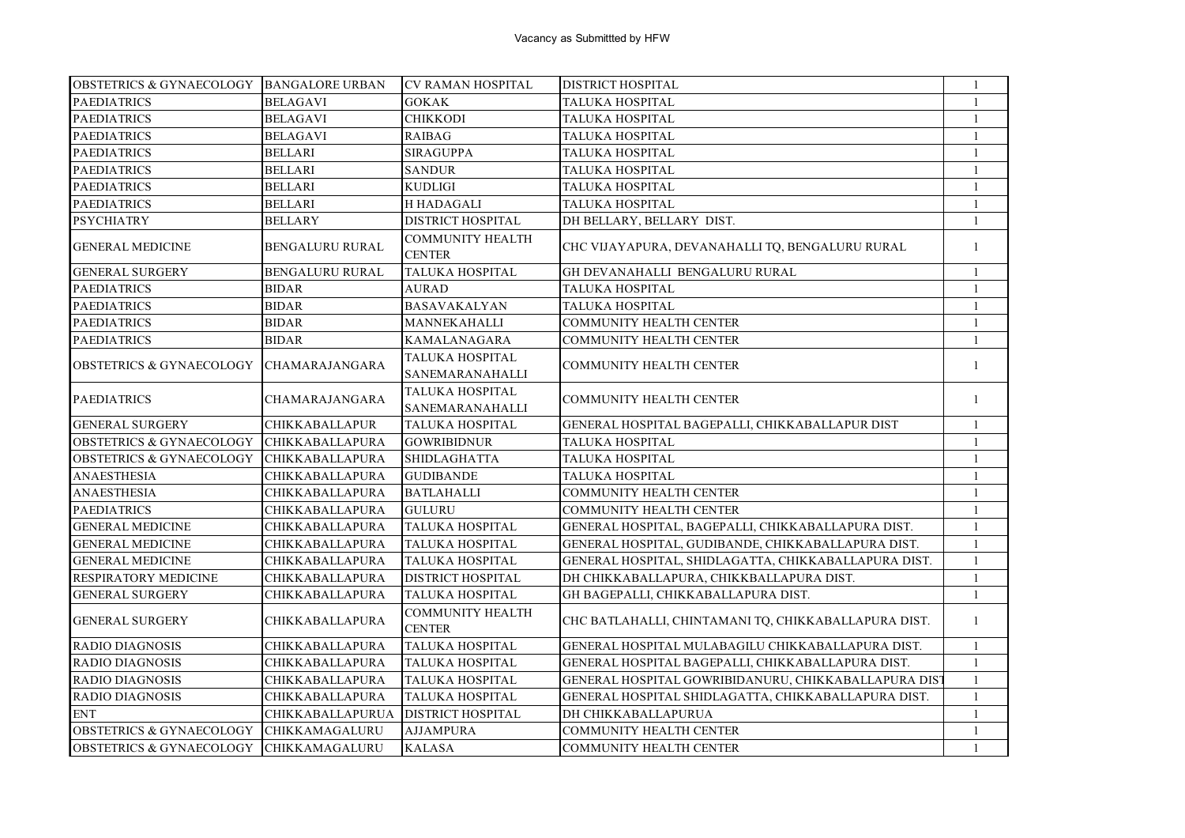Vacancy as Submittted by HFW

| | | | | |
|---|---|---|---|---|
| OBSTETRICS & GYNAECOLOGY | BANGALORE URBAN | CV RAMAN HOSPITAL | DISTRICT HOSPITAL | 1 |
| PAEDIATRICS | BELAGAVI | GOKAK | TALUKA HOSPITAL | 1 |
| PAEDIATRICS | BELAGAVI | CHIKKODI | TALUKA HOSPITAL | 1 |
| PAEDIATRICS | BELAGAVI | RAIBAG | TALUKA HOSPITAL | 1 |
| PAEDIATRICS | BELLARI | SIRAGUPPA | TALUKA HOSPITAL | 1 |
| PAEDIATRICS | BELLARI | SANDUR | TALUKA HOSPITAL | 1 |
| PAEDIATRICS | BELLARI | KUDLIGI | TALUKA HOSPITAL | 1 |
| PAEDIATRICS | BELLARI | H HADAGALI | TALUKA HOSPITAL | 1 |
| PSYCHIATRY | BELLARY | DISTRICT HOSPITAL | DH BELLARY, BELLARY DIST. | 1 |
| GENERAL MEDICINE | BENGALURU RURAL | COMMUNITY HEALTH CENTER | CHC VIJAYAPURA, DEVANAHALLI TQ, BENGALURU RURAL | 1 |
| GENERAL SURGERY | BENGALURU RURAL | TALUKA HOSPITAL | GH DEVANAHALLI BENGALURU RURAL | 1 |
| PAEDIATRICS | BIDAR | AURAD | TALUKA HOSPITAL | 1 |
| PAEDIATRICS | BIDAR | BASAVAKALYAN | TALUKA HOSPITAL | 1 |
| PAEDIATRICS | BIDAR | MANNEKAHALLI | COMMUNITY HEALTH CENTER | 1 |
| PAEDIATRICS | BIDAR | KAMALANAGARA | COMMUNITY HEALTH CENTER | 1 |
| OBSTETRICS & GYNAECOLOGY | CHAMARAJANGARA | TALUKA HOSPITAL SANEMARANAHALLI | COMMUNITY HEALTH CENTER | 1 |
| PAEDIATRICS | CHAMARAJANGARA | TALUKA HOSPITAL SANEMARANAHALLI | COMMUNITY HEALTH CENTER | 1 |
| GENERAL SURGERY | CHIKKABALLAPUR | TALUKA HOSPITAL | GENERAL HOSPITAL BAGEPALLI, CHIKKABALLAPUR DIST | 1 |
| OBSTETRICS & GYNAECOLOGY | CHIKKABALLAPURA | GOWRIBIDNUR | TALUKA HOSPITAL | 1 |
| OBSTETRICS & GYNAECOLOGY | CHIKKABALLAPURA | SHIDLAGHATTA | TALUKA HOSPITAL | 1 |
| ANAESTHESIA | CHIKKABALLAPURA | GUDIBANDE | TALUKA HOSPITAL | 1 |
| ANAESTHESIA | CHIKKABALLAPURA | BATLAHALLI | COMMUNITY HEALTH CENTER | 1 |
| PAEDIATRICS | CHIKKABALLAPURA | GULURU | COMMUNITY HEALTH CENTER | 1 |
| GENERAL MEDICINE | CHIKKABALLAPURA | TALUKA HOSPITAL | GENERAL HOSPITAL, BAGEPALLI, CHIKKABALLAPURA DIST. | 1 |
| GENERAL MEDICINE | CHIKKABALLAPURA | TALUKA HOSPITAL | GENERAL HOSPITAL, GUDIBANDE, CHIKKABALLAPURA DIST. | 1 |
| GENERAL MEDICINE | CHIKKABALLAPURA | TALUKA HOSPITAL | GENERAL HOSPITAL, SHIDLAGATTA, CHIKKABALLAPURA DIST. | 1 |
| RESPIRATORY MEDICINE | CHIKKABALLAPURA | DISTRICT HOSPITAL | DH CHIKKABALLAPURA, CHIKKBALLAPURA DIST. | 1 |
| GENERAL SURGERY | CHIKKABALLAPURA | TALUKA HOSPITAL | GH BAGEPALLI, CHIKKABALLAPURA DIST. | 1 |
| GENERAL SURGERY | CHIKKABALLAPURA | COMMUNITY HEALTH CENTER | CHC BATLAHALLI, CHINTAMANI TQ, CHIKKABALLAPURA DIST. | 1 |
| RADIO DIAGNOSIS | CHIKKABALLAPURA | TALUKA HOSPITAL | GENERAL HOSPITAL MULABAGILU CHIKKABALLAPURA DIST. | 1 |
| RADIO DIAGNOSIS | CHIKKABALLAPURA | TALUKA HOSPITAL | GENERAL HOSPITAL BAGEPALLI, CHIKKABALLAPURA DIST. | 1 |
| RADIO DIAGNOSIS | CHIKKABALLAPURA | TALUKA HOSPITAL | GENERAL HOSPITAL GOWRIBIDANURU, CHIKKABALLAPURA DIST | 1 |
| RADIO DIAGNOSIS | CHIKKABALLAPURA | TALUKA HOSPITAL | GENERAL HOSPITAL SHIDLAGATTA, CHIKKABALLAPURA DIST. | 1 |
| ENT | CHIKKABALLAPURUA | DISTRICT HOSPITAL | DH CHIKKABALLAPURUA | 1 |
| OBSTETRICS & GYNAECOLOGY | CHIKKAMAGALURU | AJJAMPURA | COMMUNITY HEALTH CENTER | 1 |
| OBSTETRICS & GYNAECOLOGY | CHIKKAMAGALURU | KALASA | COMMUNITY HEALTH CENTER | 1 |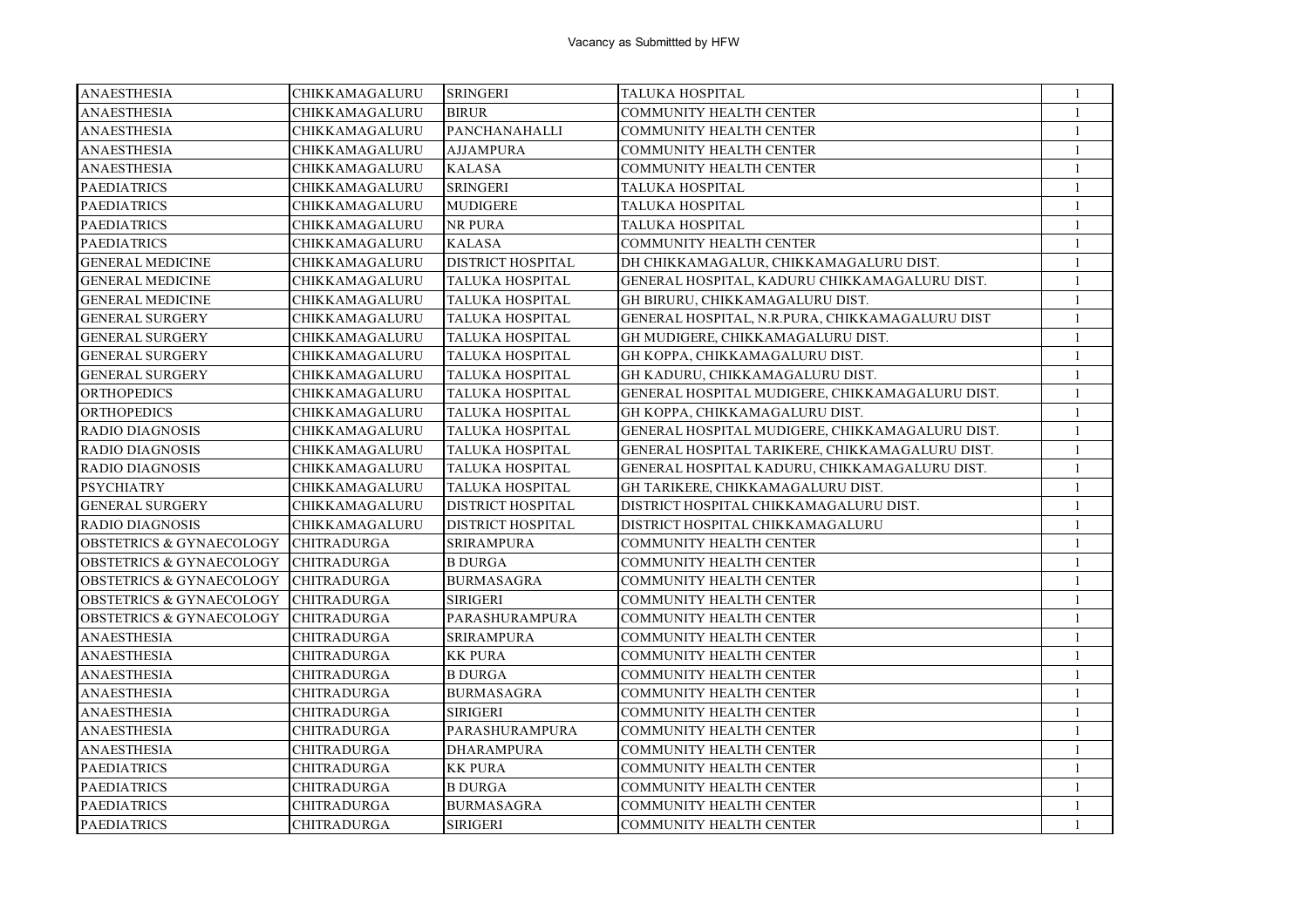Vacancy as Submittted by HFW

| ANAESTHESIA | CHIKKAMAGALURU | SRINGERI | TALUKA HOSPITAL | 1 |
|---|---|---|---|---|
| ANAESTHESIA | CHIKKAMAGALURU | BIRUR | COMMUNITY HEALTH CENTER | 1 |
| ANAESTHESIA | CHIKKAMAGALURU | PANCHANAHALLI | COMMUNITY HEALTH CENTER | 1 |
| ANAESTHESIA | CHIKKAMAGALURU | AJJAMPURA | COMMUNITY HEALTH CENTER | 1 |
| ANAESTHESIA | CHIKKAMAGALURU | KALASA | COMMUNITY HEALTH CENTER | 1 |
| PAEDIATRICS | CHIKKAMAGALURU | SRINGERI | TALUKA HOSPITAL | 1 |
| PAEDIATRICS | CHIKKAMAGALURU | MUDIGERE | TALUKA HOSPITAL | 1 |
| PAEDIATRICS | CHIKKAMAGALURU | NR PURA | TALUKA HOSPITAL | 1 |
| PAEDIATRICS | CHIKKAMAGALURU | KALASA | COMMUNITY HEALTH CENTER | 1 |
| GENERAL MEDICINE | CHIKKAMAGALURU | DISTRICT HOSPITAL | DH CHIKKAMAGALUR, CHIKKAMAGALURU DIST. | 1 |
| GENERAL MEDICINE | CHIKKAMAGALURU | TALUKA HOSPITAL | GENERAL HOSPITAL, KADURU CHIKKAMAGALURU DIST. | 1 |
| GENERAL MEDICINE | CHIKKAMAGALURU | TALUKA HOSPITAL | GH BIRURU, CHIKKAMAGALURU DIST. | 1 |
| GENERAL SURGERY | CHIKKAMAGALURU | TALUKA HOSPITAL | GENERAL HOSPITAL, N.R.PURA, CHIKKAMAGALURU DIST | 1 |
| GENERAL SURGERY | CHIKKAMAGALURU | TALUKA HOSPITAL | GH MUDIGERE, CHIKKAMAGALURU DIST. | 1 |
| GENERAL SURGERY | CHIKKAMAGALURU | TALUKA HOSPITAL | GH KOPPA, CHIKKAMAGALURU DIST. | 1 |
| GENERAL SURGERY | CHIKKAMAGALURU | TALUKA HOSPITAL | GH KADURU, CHIKKAMAGALURU DIST. | 1 |
| ORTHOPEDICS | CHIKKAMAGALURU | TALUKA HOSPITAL | GENERAL HOSPITAL MUDIGERE, CHIKKAMAGALURU DIST. | 1 |
| ORTHOPEDICS | CHIKKAMAGALURU | TALUKA HOSPITAL | GH KOPPA, CHIKKAMAGALURU DIST. | 1 |
| RADIO DIAGNOSIS | CHIKKAMAGALURU | TALUKA HOSPITAL | GENERAL HOSPITAL MUDIGERE, CHIKKAMAGALURU DIST. | 1 |
| RADIO DIAGNOSIS | CHIKKAMAGALURU | TALUKA HOSPITAL | GENERAL HOSPITAL TARIKERE, CHIKKAMAGALURU DIST. | 1 |
| RADIO DIAGNOSIS | CHIKKAMAGALURU | TALUKA HOSPITAL | GENERAL HOSPITAL KADURU, CHIKKAMAGALURU DIST. | 1 |
| PSYCHIATRY | CHIKKAMAGALURU | TALUKA HOSPITAL | GH TARIKERE, CHIKKAMAGALURU DIST. | 1 |
| GENERAL SURGERY | CHIKKAMAGALURU | DISTRICT HOSPITAL | DISTRICT HOSPITAL CHIKKAMAGALURU DIST. | 1 |
| RADIO DIAGNOSIS | CHIKKAMAGALURU | DISTRICT HOSPITAL | DISTRICT HOSPITAL CHIKKAMAGALURU | 1 |
| OBSTETRICS & GYNAECOLOGY | CHITRADURGA | SRIRAMPURA | COMMUNITY HEALTH CENTER | 1 |
| OBSTETRICS & GYNAECOLOGY | CHITRADURGA | B DURGA | COMMUNITY HEALTH CENTER | 1 |
| OBSTETRICS & GYNAECOLOGY | CHITRADURGA | BURMASAGRA | COMMUNITY HEALTH CENTER | 1 |
| OBSTETRICS & GYNAECOLOGY | CHITRADURGA | SIRIGERI | COMMUNITY HEALTH CENTER | 1 |
| OBSTETRICS & GYNAECOLOGY | CHITRADURGA | PARASHURAMPURA | COMMUNITY HEALTH CENTER | 1 |
| ANAESTHESIA | CHITRADURGA | SRIRAMPURA | COMMUNITY HEALTH CENTER | 1 |
| ANAESTHESIA | CHITRADURGA | KK PURA | COMMUNITY HEALTH CENTER | 1 |
| ANAESTHESIA | CHITRADURGA | B DURGA | COMMUNITY HEALTH CENTER | 1 |
| ANAESTHESIA | CHITRADURGA | BURMASAGRA | COMMUNITY HEALTH CENTER | 1 |
| ANAESTHESIA | CHITRADURGA | SIRIGERI | COMMUNITY HEALTH CENTER | 1 |
| ANAESTHESIA | CHITRADURGA | PARASHURAMPURA | COMMUNITY HEALTH CENTER | 1 |
| ANAESTHESIA | CHITRADURGA | DHARAMPURA | COMMUNITY HEALTH CENTER | 1 |
| PAEDIATRICS | CHITRADURGA | KK PURA | COMMUNITY HEALTH CENTER | 1 |
| PAEDIATRICS | CHITRADURGA | B DURGA | COMMUNITY HEALTH CENTER | 1 |
| PAEDIATRICS | CHITRADURGA | BURMASAGRA | COMMUNITY HEALTH CENTER | 1 |
| PAEDIATRICS | CHITRADURGA | SIRIGERI | COMMUNITY HEALTH CENTER | 1 |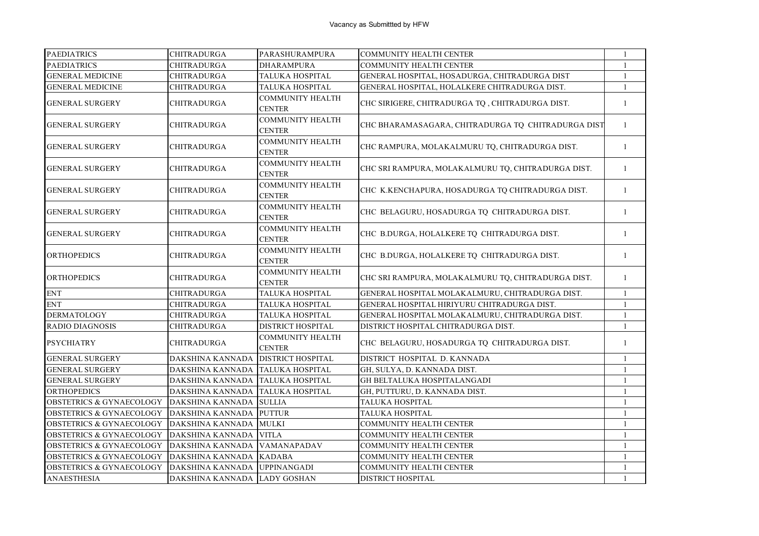Vacancy as Submittted by HFW

| | | | | |
|---|---|---|---|---|
| PAEDIATRICS | CHITRADURGA | PARASHURAMPURA | COMMUNITY HEALTH CENTER | 1 |
| PAEDIATRICS | CHITRADURGA | DHARAMPURA | COMMUNITY HEALTH CENTER | 1 |
| GENERAL MEDICINE | CHITRADURGA | TALUKA HOSPITAL | GENERAL HOSPITAL, HOSADURGA, CHITRADURGA DIST | 1 |
| GENERAL MEDICINE | CHITRADURGA | TALUKA HOSPITAL | GENERAL HOSPITAL, HOLALKERE CHITRADURGA DIST. | 1 |
| GENERAL SURGERY | CHITRADURGA | COMMUNITY HEALTH CENTER | CHC SIRIGERE, CHITRADURGA TQ , CHITRADURGA DIST. | 1 |
| GENERAL SURGERY | CHITRADURGA | COMMUNITY HEALTH CENTER | CHC BHARAMASAGARA, CHITRADURGA TQ CHITRADURGA DIST | 1 |
| GENERAL SURGERY | CHITRADURGA | COMMUNITY HEALTH CENTER | CHC RAMPURA, MOLAKALMURU TQ, CHITRADURGA DIST. | 1 |
| GENERAL SURGERY | CHITRADURGA | COMMUNITY HEALTH CENTER | CHC SRI RAMPURA, MOLAKALMURU TQ, CHITRADURGA DIST. | 1 |
| GENERAL SURGERY | CHITRADURGA | COMMUNITY HEALTH CENTER | CHC K.KENCHAPURA, HOSADURGA TQ CHITRADURGA DIST. | 1 |
| GENERAL SURGERY | CHITRADURGA | COMMUNITY HEALTH CENTER | CHC BELAGURU, HOSADURGA TQ CHITRADURGA DIST. | 1 |
| GENERAL SURGERY | CHITRADURGA | COMMUNITY HEALTH CENTER | CHC B.DURGA, HOLALKERE TQ CHITRADURGA DIST. | 1 |
| ORTHOPEDICS | CHITRADURGA | COMMUNITY HEALTH CENTER | CHC B.DURGA, HOLALKERE TQ CHITRADURGA DIST. | 1 |
| ORTHOPEDICS | CHITRADURGA | COMMUNITY HEALTH CENTER | CHC SRI RAMPURA, MOLAKALMURU TQ, CHITRADURGA DIST. | 1 |
| ENT | CHITRADURGA | TALUKA HOSPITAL | GENERAL HOSPITAL MOLAKALMURU, CHITRADURGA DIST. | 1 |
| ENT | CHITRADURGA | TALUKA HOSPITAL | GENERAL HOSPITAL HIRIYURU CHITRADURGA DIST. | 1 |
| DERMATOLOGY | CHITRADURGA | TALUKA HOSPITAL | GENERAL HOSPITAL MOLAKALMURU, CHITRADURGA DIST. | 1 |
| RADIO DIAGNOSIS | CHITRADURGA | DISTRICT HOSPITAL | DISTRICT HOSPITAL CHITRADURGA DIST. | 1 |
| PSYCHIATRY | CHITRADURGA | COMMUNITY HEALTH CENTER | CHC BELAGURU, HOSADURGA TQ CHITRADURGA DIST. | 1 |
| GENERAL SURGERY | DAKSHINA KANNADA | DISTRICT HOSPITAL | DISTRICT HOSPITAL D. KANNADA | 1 |
| GENERAL SURGERY | DAKSHINA KANNADA | TALUKA HOSPITAL | GH, SULYA, D. KANNADA DIST. | 1 |
| GENERAL SURGERY | DAKSHINA KANNADA | TALUKA HOSPITAL | GH BELTALUKA HOSPITALANGADI | 1 |
| ORTHOPEDICS | DAKSHINA KANNADA | TALUKA HOSPITAL | GH, PUTTURU, D. KANNADA DIST. | 1 |
| OBSTETRICS & GYNAECOLOGY | DAKSHINA KANNADA | SULLIA | TALUKA HOSPITAL | 1 |
| OBSTETRICS & GYNAECOLOGY | DAKSHINA KANNADA | PUTTUR | TALUKA HOSPITAL | 1 |
| OBSTETRICS & GYNAECOLOGY | DAKSHINA KANNADA | MULKI | COMMUNITY HEALTH CENTER | 1 |
| OBSTETRICS & GYNAECOLOGY | DAKSHINA KANNADA | VITLA | COMMUNITY HEALTH CENTER | 1 |
| OBSTETRICS & GYNAECOLOGY | DAKSHINA KANNADA | VAMANAPADAV | COMMUNITY HEALTH CENTER | 1 |
| OBSTETRICS & GYNAECOLOGY | DAKSHINA KANNADA | KADABA | COMMUNITY HEALTH CENTER | 1 |
| OBSTETRICS & GYNAECOLOGY | DAKSHINA KANNADA | UPPINANGADI | COMMUNITY HEALTH CENTER | 1 |
| ANAESTHESIA | DAKSHINA KANNADA | LADY GOSHAN | DISTRICT HOSPITAL | 1 |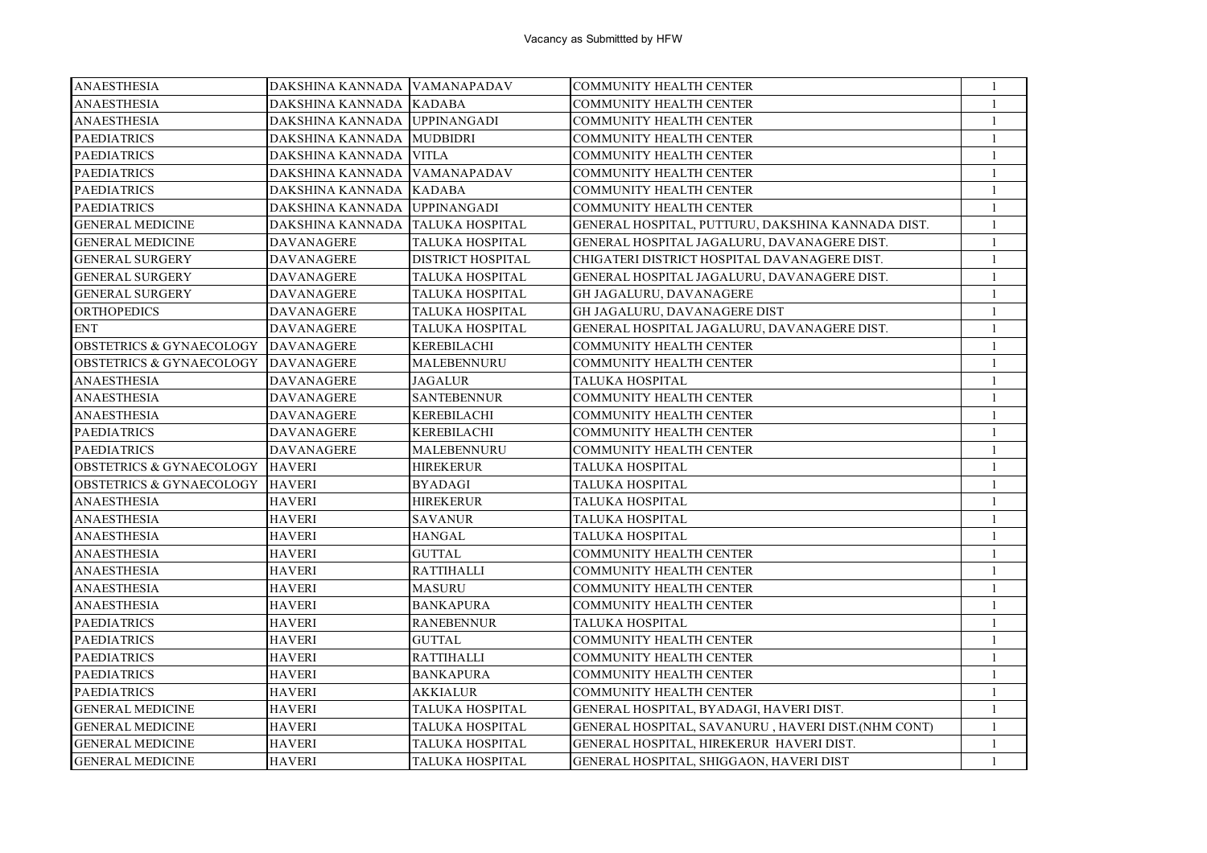Vacancy as Submittted by HFW

| | | | | |
|---|---|---|---|---|
| ANAESTHESIA | DAKSHINA KANNADA | VAMANAPADAV | COMMUNITY HEALTH CENTER | 1 |
| ANAESTHESIA | DAKSHINA KANNADA | KADABA | COMMUNITY HEALTH CENTER | 1 |
| ANAESTHESIA | DAKSHINA KANNADA | UPPINANGADI | COMMUNITY HEALTH CENTER | 1 |
| PAEDIATRICS | DAKSHINA KANNADA | MUDBIDRI | COMMUNITY HEALTH CENTER | 1 |
| PAEDIATRICS | DAKSHINA KANNADA | VITLA | COMMUNITY HEALTH CENTER | 1 |
| PAEDIATRICS | DAKSHINA KANNADA | VAMANAPADAV | COMMUNITY HEALTH CENTER | 1 |
| PAEDIATRICS | DAKSHINA KANNADA | KADABA | COMMUNITY HEALTH CENTER | 1 |
| PAEDIATRICS | DAKSHINA KANNADA | UPPINANGADI | COMMUNITY HEALTH CENTER | 1 |
| GENERAL MEDICINE | DAKSHINA KANNADA | TALUKA HOSPITAL | GENERAL HOSPITAL, PUTTURU, DAKSHINA KANNADA DIST. | 1 |
| GENERAL MEDICINE | DAVANAGERE | TALUKA HOSPITAL | GENERAL HOSPITAL JAGALURU, DAVANAGERE DIST. | 1 |
| GENERAL SURGERY | DAVANAGERE | DISTRICT HOSPITAL | CHIGATERI DISTRICT HOSPITAL DAVANAGERE DIST. | 1 |
| GENERAL SURGERY | DAVANAGERE | TALUKA HOSPITAL | GENERAL HOSPITAL JAGALURU, DAVANAGERE DIST. | 1 |
| GENERAL SURGERY | DAVANAGERE | TALUKA HOSPITAL | GH JAGALURU, DAVANAGERE | 1 |
| ORTHOPEDICS | DAVANAGERE | TALUKA HOSPITAL | GH JAGALURU, DAVANAGERE DIST | 1 |
| ENT | DAVANAGERE | TALUKA HOSPITAL | GENERAL HOSPITAL JAGALURU, DAVANAGERE DIST. | 1 |
| OBSTETRICS & GYNAECOLOGY | DAVANAGERE | KEREBILACHI | COMMUNITY HEALTH CENTER | 1 |
| OBSTETRICS & GYNAECOLOGY | DAVANAGERE | MALEBENNURU | COMMUNITY HEALTH CENTER | 1 |
| ANAESTHESIA | DAVANAGERE | JAGALUR | TALUKA HOSPITAL | 1 |
| ANAESTHESIA | DAVANAGERE | SANTEBENNUR | COMMUNITY HEALTH CENTER | 1 |
| ANAESTHESIA | DAVANAGERE | KEREBILACHI | COMMUNITY HEALTH CENTER | 1 |
| PAEDIATRICS | DAVANAGERE | KEREBILACHI | COMMUNITY HEALTH CENTER | 1 |
| PAEDIATRICS | DAVANAGERE | MALEBENNURU | COMMUNITY HEALTH CENTER | 1 |
| OBSTETRICS & GYNAECOLOGY | HAVERI | HIREKERUR | TALUKA HOSPITAL | 1 |
| OBSTETRICS & GYNAECOLOGY | HAVERI | BYADAGI | TALUKA HOSPITAL | 1 |
| ANAESTHESIA | HAVERI | HIREKERUR | TALUKA HOSPITAL | 1 |
| ANAESTHESIA | HAVERI | SAVANUR | TALUKA HOSPITAL | 1 |
| ANAESTHESIA | HAVERI | HANGAL | TALUKA HOSPITAL | 1 |
| ANAESTHESIA | HAVERI | GUTTAL | COMMUNITY HEALTH CENTER | 1 |
| ANAESTHESIA | HAVERI | RATTIHALLI | COMMUNITY HEALTH CENTER | 1 |
| ANAESTHESIA | HAVERI | MASURU | COMMUNITY HEALTH CENTER | 1 |
| ANAESTHESIA | HAVERI | BANKAPURA | COMMUNITY HEALTH CENTER | 1 |
| PAEDIATRICS | HAVERI | RANEBENNUR | TALUKA HOSPITAL | 1 |
| PAEDIATRICS | HAVERI | GUTTAL | COMMUNITY HEALTH CENTER | 1 |
| PAEDIATRICS | HAVERI | RATTIHALLI | COMMUNITY HEALTH CENTER | 1 |
| PAEDIATRICS | HAVERI | BANKAPURA | COMMUNITY HEALTH CENTER | 1 |
| PAEDIATRICS | HAVERI | AKKIALUR | COMMUNITY HEALTH CENTER | 1 |
| GENERAL MEDICINE | HAVERI | TALUKA HOSPITAL | GENERAL HOSPITAL, BYADAGI, HAVERI DIST. | 1 |
| GENERAL MEDICINE | HAVERI | TALUKA HOSPITAL | GENERAL HOSPITAL, SAVANURU , HAVERI DIST.(NHM CONT) | 1 |
| GENERAL MEDICINE | HAVERI | TALUKA HOSPITAL | GENERAL HOSPITAL, HIREKERUR HAVERI DIST. | 1 |
| GENERAL MEDICINE | HAVERI | TALUKA HOSPITAL | GENERAL HOSPITAL, SHIGGAON, HAVERI DIST | 1 |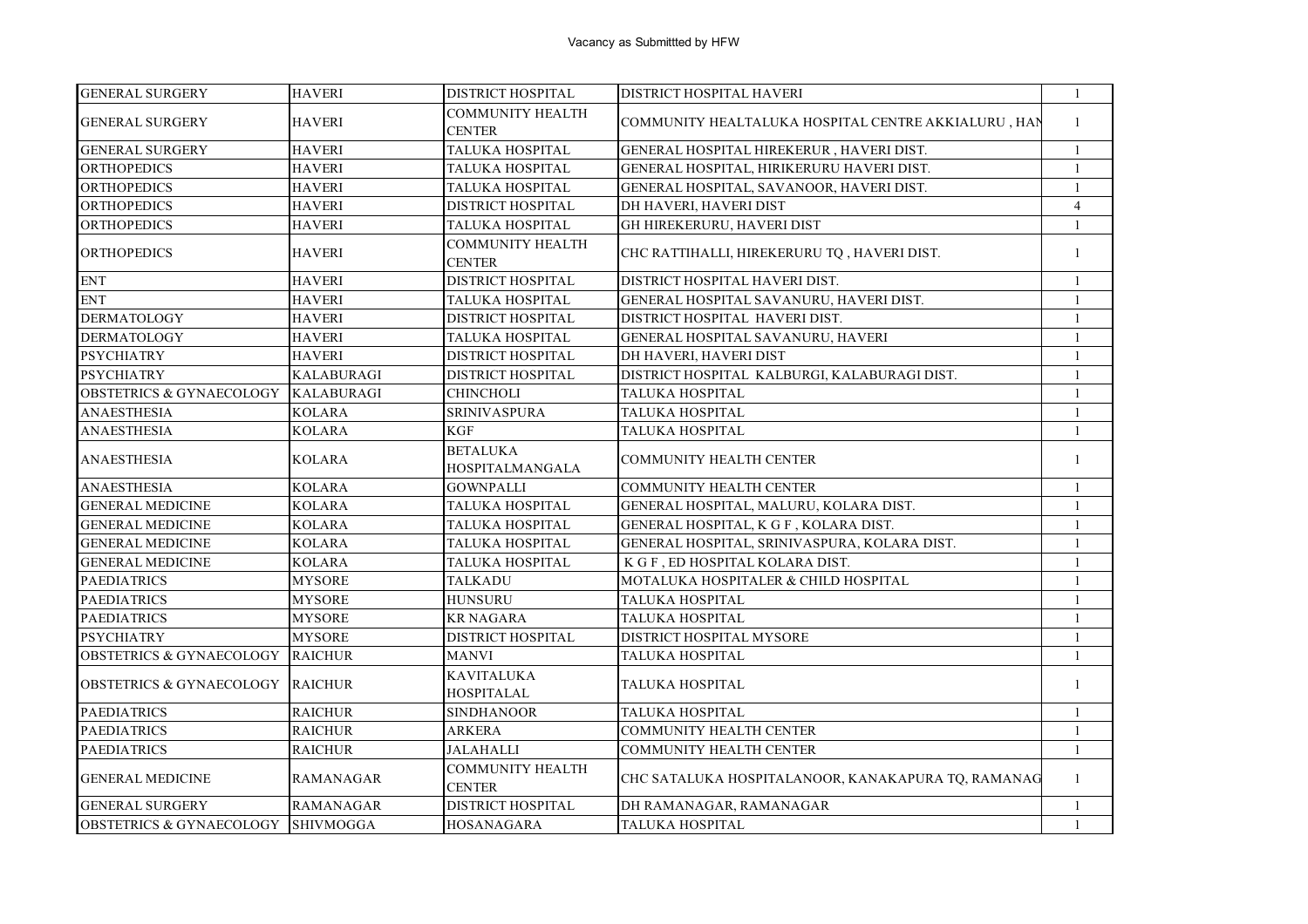Vacancy as Submittted by HFW

| GENERAL SURGERY | HAVERI | DISTRICT HOSPITAL | DISTRICT HOSPITAL HAVERI | 1 |
|---|---|---|---|---|
| GENERAL SURGERY | HAVERI | COMMUNITY HEALTH CENTER | COMMUNITY HEALTALUKA HOSPITAL CENTRE AKKIALURU , HAN | 1 |
| GENERAL SURGERY | HAVERI | TALUKA HOSPITAL | GENERAL HOSPITAL HIREKERUR , HAVERI DIST. | 1 |
| ORTHOPEDICS | HAVERI | TALUKA HOSPITAL | GENERAL HOSPITAL, HIRIKERURU HAVERI DIST. | 1 |
| ORTHOPEDICS | HAVERI | TALUKA HOSPITAL | GENERAL HOSPITAL, SAVANOOR, HAVERI DIST. | 1 |
| ORTHOPEDICS | HAVERI | DISTRICT HOSPITAL | DH HAVERI, HAVERI DIST | 4 |
| ORTHOPEDICS | HAVERI | TALUKA HOSPITAL | GH HIREKERURU, HAVERI DIST | 1 |
| ORTHOPEDICS | HAVERI | COMMUNITY HEALTH CENTER | CHC RATTIHALLI, HIREKERURU TQ , HAVERI DIST. | 1 |
| ENT | HAVERI | DISTRICT HOSPITAL | DISTRICT HOSPITAL HAVERI DIST. | 1 |
| ENT | HAVERI | TALUKA HOSPITAL | GENERAL HOSPITAL SAVANURU, HAVERI DIST. | 1 |
| DERMATOLOGY | HAVERI | DISTRICT HOSPITAL | DISTRICT HOSPITAL HAVERI DIST. | 1 |
| DERMATOLOGY | HAVERI | TALUKA HOSPITAL | GENERAL HOSPITAL SAVANURU, HAVERI | 1 |
| PSYCHIATRY | HAVERI | DISTRICT HOSPITAL | DH HAVERI, HAVERI DIST | 1 |
| PSYCHIATRY | KALABURAGI | DISTRICT HOSPITAL | DISTRICT HOSPITAL KALBURGI, KALABURAGI DIST. | 1 |
| OBSTETRICS & GYNAECOLOGY | KALABURAGI | CHINCHOLI | TALUKA HOSPITAL | 1 |
| ANAESTHESIA | KOLARA | SRINIVASPURA | TALUKA HOSPITAL | 1 |
| ANAESTHESIA | KOLARA | KGF | TALUKA HOSPITAL | 1 |
| ANAESTHESIA | KOLARA | BETALUKA HOSPITALMANGALA | COMMUNITY HEALTH CENTER | 1 |
| ANAESTHESIA | KOLARA | GOWNPALLI | COMMUNITY HEALTH CENTER | 1 |
| GENERAL MEDICINE | KOLARA | TALUKA HOSPITAL | GENERAL HOSPITAL, MALURU, KOLARA DIST. | 1 |
| GENERAL MEDICINE | KOLARA | TALUKA HOSPITAL | GENERAL HOSPITAL, K G F , KOLARA DIST. | 1 |
| GENERAL MEDICINE | KOLARA | TALUKA HOSPITAL | GENERAL HOSPITAL, SRINIVASPURA, KOLARA DIST. | 1 |
| GENERAL MEDICINE | KOLARA | TALUKA HOSPITAL | K G F , ED HOSPITAL KOLARA DIST. | 1 |
| PAEDIATRICS | MYSORE | TALKADU | MOTALUKA HOSPITALER & CHILD HOSPITAL | 1 |
| PAEDIATRICS | MYSORE | HUNSURU | TALUKA HOSPITAL | 1 |
| PAEDIATRICS | MYSORE | KR NAGARA | TALUKA HOSPITAL | 1 |
| PSYCHIATRY | MYSORE | DISTRICT HOSPITAL | DISTRICT HOSPITAL MYSORE | 1 |
| OBSTETRICS & GYNAECOLOGY | RAICHUR | MANVI | TALUKA HOSPITAL | 1 |
| OBSTETRICS & GYNAECOLOGY | RAICHUR | KAVITALUKA HOSPITALAL | TALUKA HOSPITAL | 1 |
| PAEDIATRICS | RAICHUR | SINDHANOOR | TALUKA HOSPITAL | 1 |
| PAEDIATRICS | RAICHUR | ARKERA | COMMUNITY HEALTH CENTER | 1 |
| PAEDIATRICS | RAICHUR | JALAHALLI | COMMUNITY HEALTH CENTER | 1 |
| GENERAL MEDICINE | RAMANAGAR | COMMUNITY HEALTH CENTER | CHC SATALUKA HOSPITALANOOR, KANAKAPURA TQ, RAMANAG | 1 |
| GENERAL SURGERY | RAMANAGAR | DISTRICT HOSPITAL | DH RAMANAGAR, RAMANAGAR | 1 |
| OBSTETRICS & GYNAECOLOGY | SHIVMOGGA | HOSANAGARA | TALUKA HOSPITAL | 1 |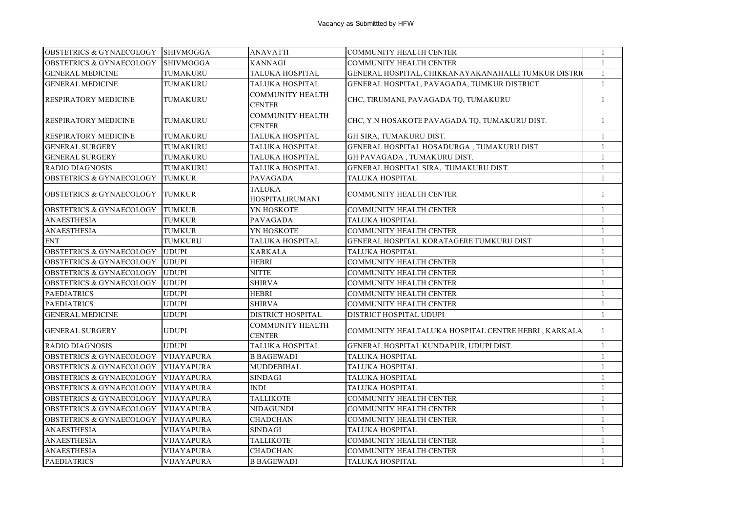Vacancy as Submittted by HFW

| | | | | |
|---|---|---|---|---|
| OBSTETRICS & GYNAECOLOGY | SHIVMOGGA | ANAVATTI | COMMUNITY HEALTH CENTER | 1 |
| OBSTETRICS & GYNAECOLOGY | SHIVMOGGA | KANNAGI | COMMUNITY HEALTH CENTER | 1 |
| GENERAL MEDICINE | TUMAKURU | TALUKA HOSPITAL | GENERAL HOSPITAL, CHIKKANAYAKANAHALLI TUMKUR DISTRI | 1 |
| GENERAL MEDICINE | TUMAKURU | TALUKA HOSPITAL | GENERAL HOSPITAL, PAVAGADA, TUMKUR DISTRICT | 1 |
| RESPIRATORY MEDICINE | TUMAKURU | COMMUNITY HEALTH CENTER | CHC, TIRUMANI, PAVAGADA TQ, TUMAKURU | 1 |
| RESPIRATORY MEDICINE | TUMAKURU | COMMUNITY HEALTH CENTER | CHC, Y.N HOSAKOTE PAVAGADA TQ, TUMAKURU DIST. | 1 |
| RESPIRATORY MEDICINE | TUMAKURU | TALUKA HOSPITAL | GH SIRA, TUMAKURU DIST. | 1 |
| GENERAL SURGERY | TUMAKURU | TALUKA HOSPITAL | GENERAL HOSPITAL HOSADURGA , TUMAKURU DIST. | 1 |
| GENERAL SURGERY | TUMAKURU | TALUKA HOSPITAL | GH PAVAGADA , TUMAKURU DIST. | 1 |
| RADIO DIAGNOSIS | TUMAKURU | TALUKA HOSPITAL | GENERAL HOSPITAL SIRA, TUMAKURU DIST. | 1 |
| OBSTETRICS & GYNAECOLOGY | TUMKUR | PAVAGADA | TALUKA HOSPITAL | 1 |
| OBSTETRICS & GYNAECOLOGY | TUMKUR | TALUKA HOSPITALIRUMANI | COMMUNITY HEALTH CENTER | 1 |
| OBSTETRICS & GYNAECOLOGY | TUMKUR | YN HOSKOTE | COMMUNITY HEALTH CENTER | 1 |
| ANAESTHESIA | TUMKUR | PAVAGADA | TALUKA HOSPITAL | 1 |
| ANAESTHESIA | TUMKUR | YN HOSKOTE | COMMUNITY HEALTH CENTER | 1 |
| ENT | TUMKURU | TALUKA HOSPITAL | GENERAL HOSPITAL KORATAGERE TUMKURU DIST | 1 |
| OBSTETRICS & GYNAECOLOGY | UDUPI | KARKALA | TALUKA HOSPITAL | 1 |
| OBSTETRICS & GYNAECOLOGY | UDUPI | HEBRI | COMMUNITY HEALTH CENTER | 1 |
| OBSTETRICS & GYNAECOLOGY | UDUPI | NITTE | COMMUNITY HEALTH CENTER | 1 |
| OBSTETRICS & GYNAECOLOGY | UDUPI | SHIRVA | COMMUNITY HEALTH CENTER | 1 |
| PAEDIATRICS | UDUPI | HEBRI | COMMUNITY HEALTH CENTER | 1 |
| PAEDIATRICS | UDUPI | SHIRVA | COMMUNITY HEALTH CENTER | 1 |
| GENERAL MEDICINE | UDUPI | DISTRICT HOSPITAL | DISTRICT HOSPITAL UDUPI | 1 |
| GENERAL SURGERY | UDUPI | COMMUNITY HEALTH CENTER | COMMUNITY HEALTALUKA HOSPITAL CENTRE HEBRI , KARKALA | 1 |
| RADIO DIAGNOSIS | UDUPI | TALUKA HOSPITAL | GENERAL HOSPITAL KUNDAPUR, UDUPI DIST. | 1 |
| OBSTETRICS & GYNAECOLOGY | VIJAYAPURA | B BAGEWADI | TALUKA HOSPITAL | 1 |
| OBSTETRICS & GYNAECOLOGY | VIJAYAPURA | MUDDEBIHAL | TALUKA HOSPITAL | 1 |
| OBSTETRICS & GYNAECOLOGY | VIJAYAPURA | SINDAGI | TALUKA HOSPITAL | 1 |
| OBSTETRICS & GYNAECOLOGY | VIJAYAPURA | INDI | TALUKA HOSPITAL | 1 |
| OBSTETRICS & GYNAECOLOGY | VIJAYAPURA | TALLIKOTE | COMMUNITY HEALTH CENTER | 1 |
| OBSTETRICS & GYNAECOLOGY | VIJAYAPURA | NIDAGUNDI | COMMUNITY HEALTH CENTER | 1 |
| OBSTETRICS & GYNAECOLOGY | VIJAYAPURA | CHADCHAN | COMMUNITY HEALTH CENTER | 1 |
| ANAESTHESIA | VIJAYAPURA | SINDAGI | TALUKA HOSPITAL | 1 |
| ANAESTHESIA | VIJAYAPURA | TALLIKOTE | COMMUNITY HEALTH CENTER | 1 |
| ANAESTHESIA | VIJAYAPURA | CHADCHAN | COMMUNITY HEALTH CENTER | 1 |
| PAEDIATRICS | VIJAYAPURA | B BAGEWADI | TALUKA HOSPITAL | 1 |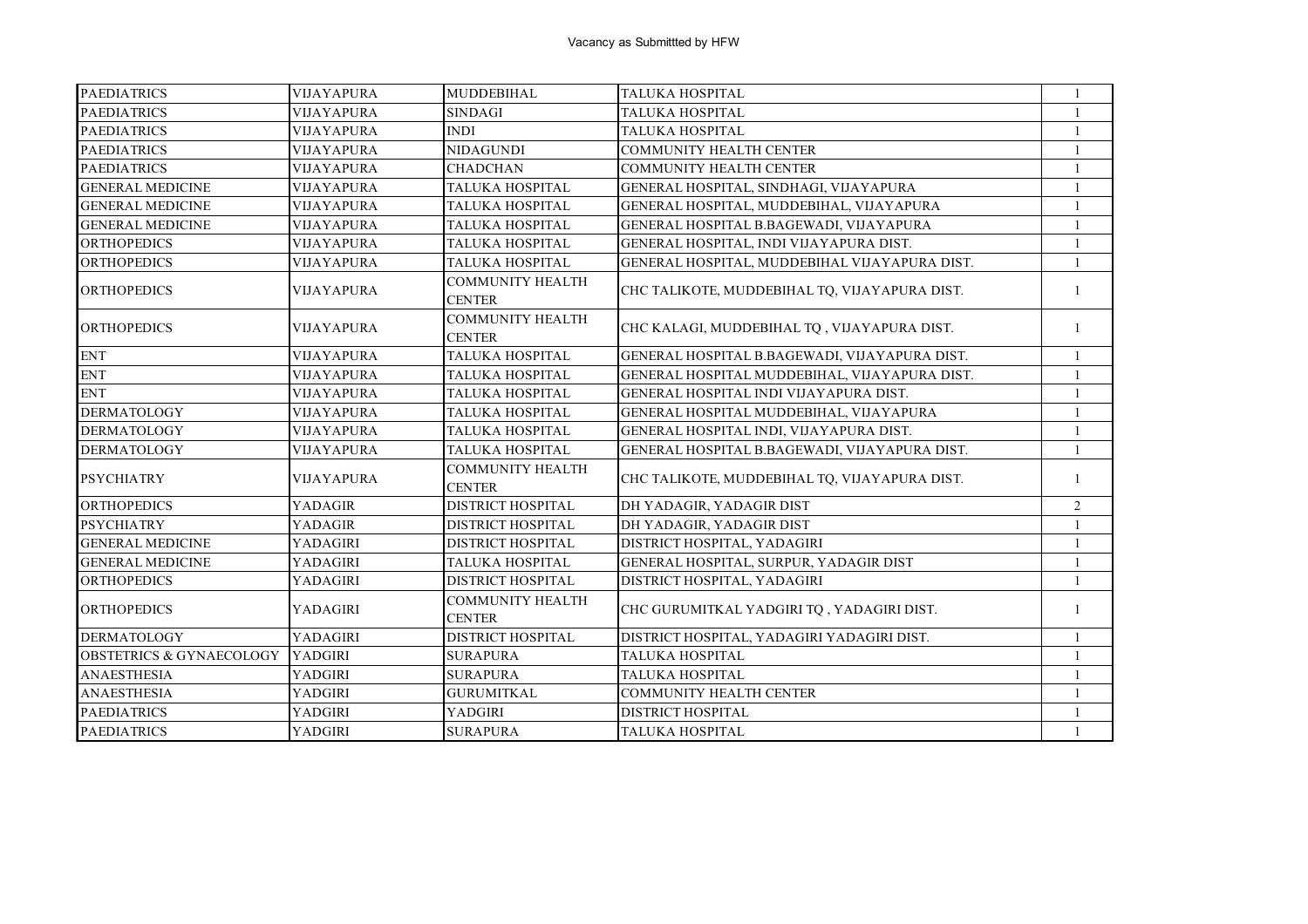Vacancy as Submittted by HFW

| | | | | |
|---|---|---|---|---|
| PAEDIATRICS | VIJAYAPURA | MUDDEBIHAL | TALUKA HOSPITAL | 1 |
| PAEDIATRICS | VIJAYAPURA | SINDAGI | TALUKA HOSPITAL | 1 |
| PAEDIATRICS | VIJAYAPURA | INDI | TALUKA HOSPITAL | 1 |
| PAEDIATRICS | VIJAYAPURA | NIDAGUNDI | COMMUNITY HEALTH CENTER | 1 |
| PAEDIATRICS | VIJAYAPURA | CHADCHAN | COMMUNITY HEALTH CENTER | 1 |
| GENERAL MEDICINE | VIJAYAPURA | TALUKA HOSPITAL | GENERAL HOSPITAL, SINDHAGI, VIJAYAPURA | 1 |
| GENERAL MEDICINE | VIJAYAPURA | TALUKA HOSPITAL | GENERAL HOSPITAL, MUDDEBIHAL, VIJAYAPURA | 1 |
| GENERAL MEDICINE | VIJAYAPURA | TALUKA HOSPITAL | GENERAL HOSPITAL B.BAGEWADI, VIJAYAPURA | 1 |
| ORTHOPEDICS | VIJAYAPURA | TALUKA HOSPITAL | GENERAL HOSPITAL, INDI VIJAYAPURA DIST. | 1 |
| ORTHOPEDICS | VIJAYAPURA | TALUKA HOSPITAL | GENERAL HOSPITAL, MUDDEBIHAL VIJAYAPURA DIST. | 1 |
| ORTHOPEDICS | VIJAYAPURA | COMMUNITY HEALTH CENTER | CHC TALIKOTE, MUDDEBIHAL TQ, VIJAYAPURA DIST. | 1 |
| ORTHOPEDICS | VIJAYAPURA | COMMUNITY HEALTH CENTER | CHC KALAGI, MUDDEBIHAL TQ , VIJAYAPURA DIST. | 1 |
| ENT | VIJAYAPURA | TALUKA HOSPITAL | GENERAL HOSPITAL B.BAGEWADI, VIJAYAPURA DIST. | 1 |
| ENT | VIJAYAPURA | TALUKA HOSPITAL | GENERAL HOSPITAL MUDDEBIHAL, VIJAYAPURA DIST. | 1 |
| ENT | VIJAYAPURA | TALUKA HOSPITAL | GENERAL HOSPITAL INDI VIJAYAPURA DIST. | 1 |
| DERMATOLOGY | VIJAYAPURA | TALUKA HOSPITAL | GENERAL HOSPITAL MUDDEBIHAL, VIJAYAPURA | 1 |
| DERMATOLOGY | VIJAYAPURA | TALUKA HOSPITAL | GENERAL HOSPITAL INDI, VIJAYAPURA DIST. | 1 |
| DERMATOLOGY | VIJAYAPURA | TALUKA HOSPITAL | GENERAL HOSPITAL B.BAGEWADI, VIJAYAPURA DIST. | 1 |
| PSYCHIATRY | VIJAYAPURA | COMMUNITY HEALTH CENTER | CHC TALIKOTE, MUDDEBIHAL TQ, VIJAYAPURA DIST. | 1 |
| ORTHOPEDICS | YADAGIR | DISTRICT HOSPITAL | DH YADAGIR, YADAGIR DIST | 2 |
| PSYCHIATRY | YADAGIR | DISTRICT HOSPITAL | DH YADAGIR, YADAGIR DIST | 1 |
| GENERAL MEDICINE | YADAGIRI | DISTRICT HOSPITAL | DISTRICT HOSPITAL, YADAGIRI | 1 |
| GENERAL MEDICINE | YADAGIRI | TALUKA HOSPITAL | GENERAL HOSPITAL, SURPUR, YADAGIR DIST | 1 |
| ORTHOPEDICS | YADAGIRI | DISTRICT HOSPITAL | DISTRICT HOSPITAL, YADAGIRI | 1 |
| ORTHOPEDICS | YADAGIRI | COMMUNITY HEALTH CENTER | CHC GURUMITKAL YADGIRI TQ , YADAGIRI DIST. | 1 |
| DERMATOLOGY | YADAGIRI | DISTRICT HOSPITAL | DISTRICT HOSPITAL, YADAGIRI YADAGIRI DIST. | 1 |
| OBSTETRICS & GYNAECOLOGY | YADGIRI | SURAPURA | TALUKA HOSPITAL | 1 |
| ANAESTHESIA | YADGIRI | SURAPURA | TALUKA HOSPITAL | 1 |
| ANAESTHESIA | YADGIRI | GURUMITKAL | COMMUNITY HEALTH CENTER | 1 |
| PAEDIATRICS | YADGIRI | YADGIRI | DISTRICT HOSPITAL | 1 |
| PAEDIATRICS | YADGIRI | SURAPURA | TALUKA HOSPITAL | 1 |